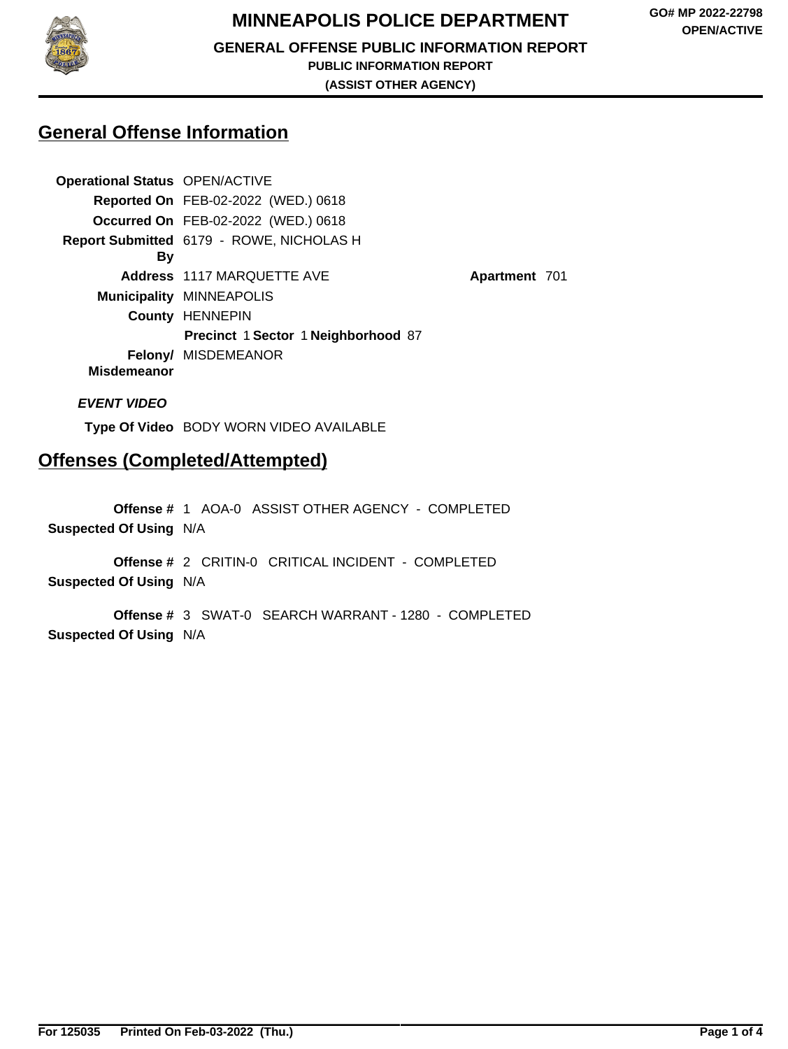# MINNEAPOLIS POLICE DEPARTMENT

**GO# MP 2022-22798**
**OPEN/ACTIVE**

### GENERAL OFFENSE PUBLIC INFORMATION REPORT

**PUBLIC INFORMATION REPORT**

**(ASSIST OTHER AGENCY)**

## General Offense Information

**Operational Status** OPEN/ACTIVE

**Reported On** FEB-02-2022 (WED.) 0618

**Occurred On** FEB-02-2022 (WED.) 0618

**Report Submitted By** 6179 - ROWE, NICHOLAS H

**Address** 1117 MARQUETTE AVE **Apartment** 701

**Municipality** MINNEAPOLIS

**County** HENNEPIN

**Precinct** 1 **Sector** 1 **Neighborhood** 87

**Felony/ Misdemeanor** MISDEMEANOR

***EVENT VIDEO***

**Type Of Video** BODY WORN VIDEO AVAILABLE

## Offenses (Completed/Attempted)

**Offense #** 1 AOA-0 ASSIST OTHER AGENCY - COMPLETED

**Suspected Of Using** N/A

**Offense #** 2 CRITIN-0 CRITICAL INCIDENT - COMPLETED

**Suspected Of Using** N/A

**Offense #** 3 SWAT-0 SEARCH WARRANT - 1280 - COMPLETED

**Suspected Of Using** N/A

**For 125035 Printed On Feb-03-2022 (Thu.)**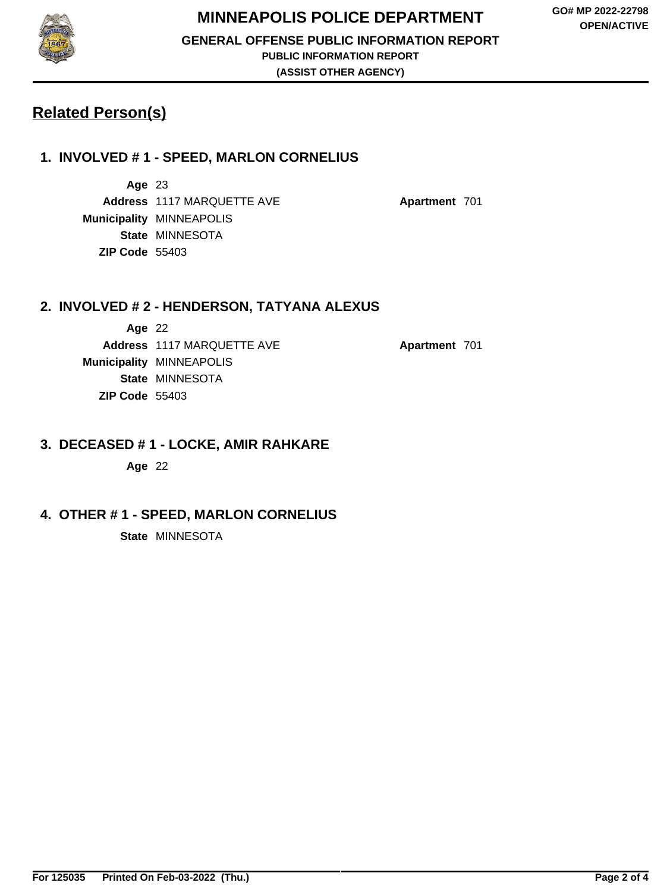## Related Person(s)

### 1. INVOLVED # 1 - SPEED, MARLON CORNELIUS

**Age** 23
**Address** 1117 MARQUETTE AVE **Apartment** 701
**Municipality** MINNEAPOLIS
**State** MINNESOTA
**ZIP Code** 55403

### 2. INVOLVED # 2 - HENDERSON, TATYANA ALEXUS

**Age** 22
**Address** 1117 MARQUETTE AVE **Apartment** 701
**Municipality** MINNEAPOLIS
**State** MINNESOTA
**ZIP Code** 55403

### 3. DECEASED # 1 - LOCKE, AMIR RAHKARE

**Age** 22

### 4. OTHER # 1 - SPEED, MARLON CORNELIUS

**State** MINNESOTA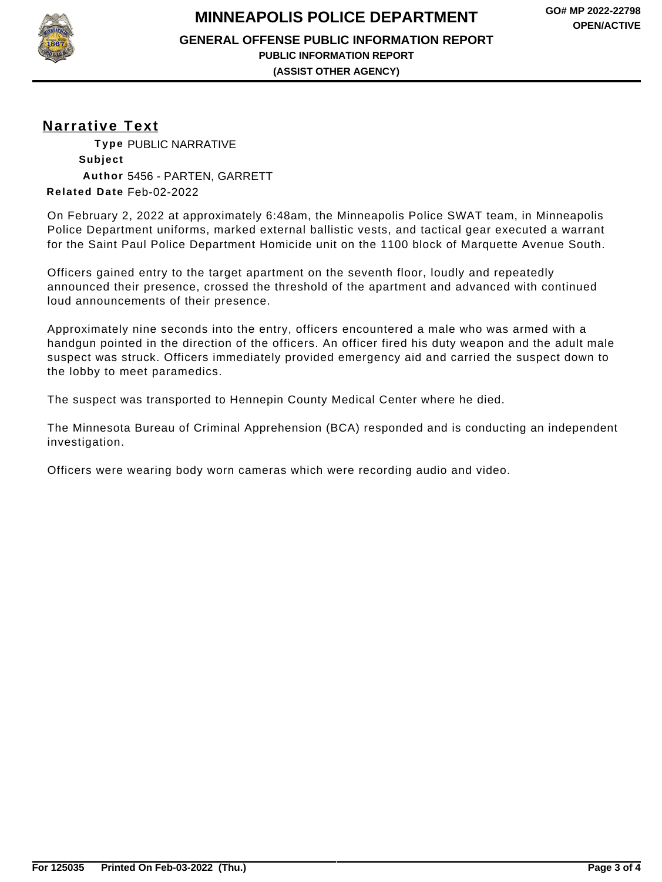# MINNEAPOLIS POLICE DEPARTMENT

**GO# MP 2022-22798**
**OPEN/ACTIVE**

## GENERAL OFFENSE PUBLIC INFORMATION REPORT

**PUBLIC INFORMATION REPORT**

**(ASSIST OTHER AGENCY)**

## Narrative Text

**Type** PUBLIC NARRATIVE
**Subject**
**Author** 5456 - PARTEN, GARRETT
**Related Date** Feb-02-2022

On February 2, 2022 at approximately 6:48am, the Minneapolis Police SWAT team, in Minneapolis Police Department uniforms, marked external ballistic vests, and tactical gear executed a warrant for the Saint Paul Police Department Homicide unit on the 1100 block of Marquette Avenue South.

Officers gained entry to the target apartment on the seventh floor, loudly and repeatedly announced their presence, crossed the threshold of the apartment and advanced with continued loud announcements of their presence.

Approximately nine seconds into the entry, officers encountered a male who was armed with a handgun pointed in the direction of the officers. An officer fired his duty weapon and the adult male suspect was struck. Officers immediately provided emergency aid and carried the suspect down to the lobby to meet paramedics.

The suspect was transported to Hennepin County Medical Center where he died.

The Minnesota Bureau of Criminal Apprehension (BCA) responded and is conducting an independent investigation.

Officers were wearing body worn cameras which were recording audio and video.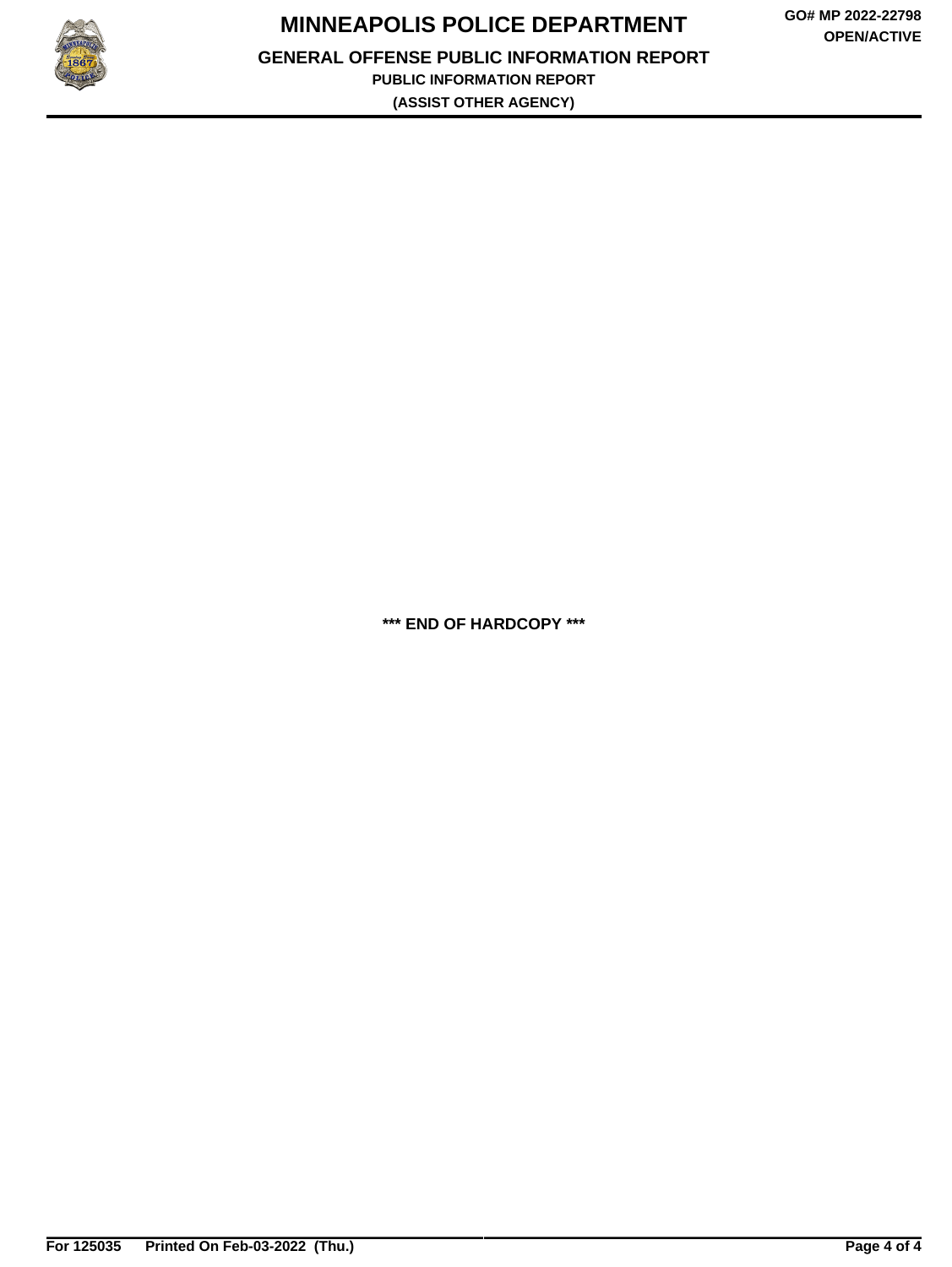*** END OF HARDCOPY ***